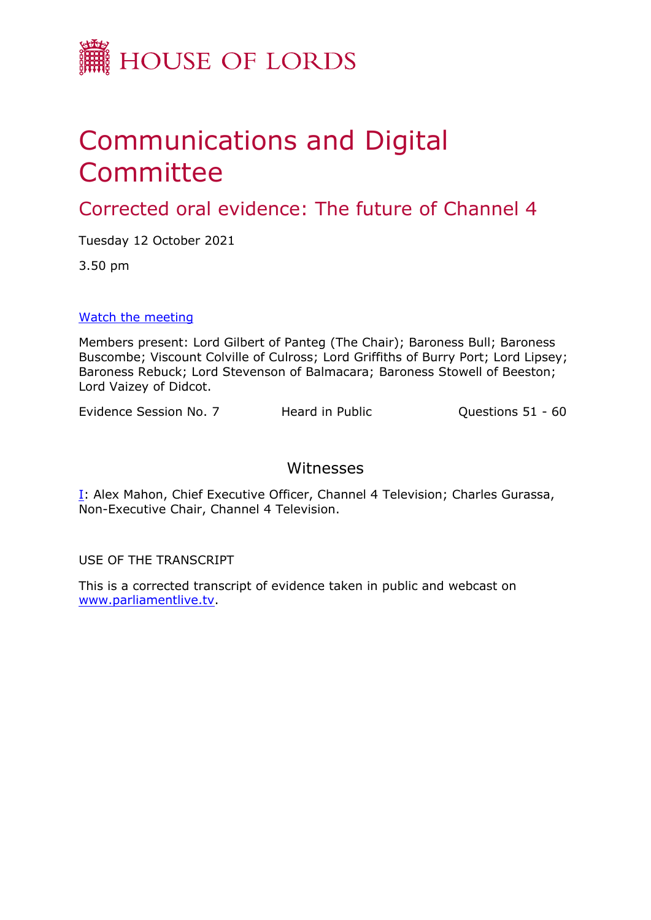# HOUSE OF LORDS

# Communications and Digital Committee

## Corrected oral evidence: The future of Channel 4

Tuesday 12 October 2021

3.50 pm

[Watch the meeting](#)

Members present: Lord Gilbert of Panteg (The Chair); Baroness Bull; Baroness Buscombe; Viscount Colville of Culross; Lord Griffiths of Burry Port; Lord Lipsey; Baroness Rebuck; Lord Stevenson of Balmacara; Baroness Stowell of Beeston; Lord Vaizey of Didcot.

Evidence Session No. 7 Heard in Public Questions 51 - 60

### Witnesses

[I](#): Alex Mahon, Chief Executive Officer, Channel 4 Television; Charles Gurassa, Non-Executive Chair, Channel 4 Television.

USE OF THE TRANSCRIPT

This is a corrected transcript of evidence taken in public and webcast on [www.parliamentlive.tv](www.parliamentlive.tv).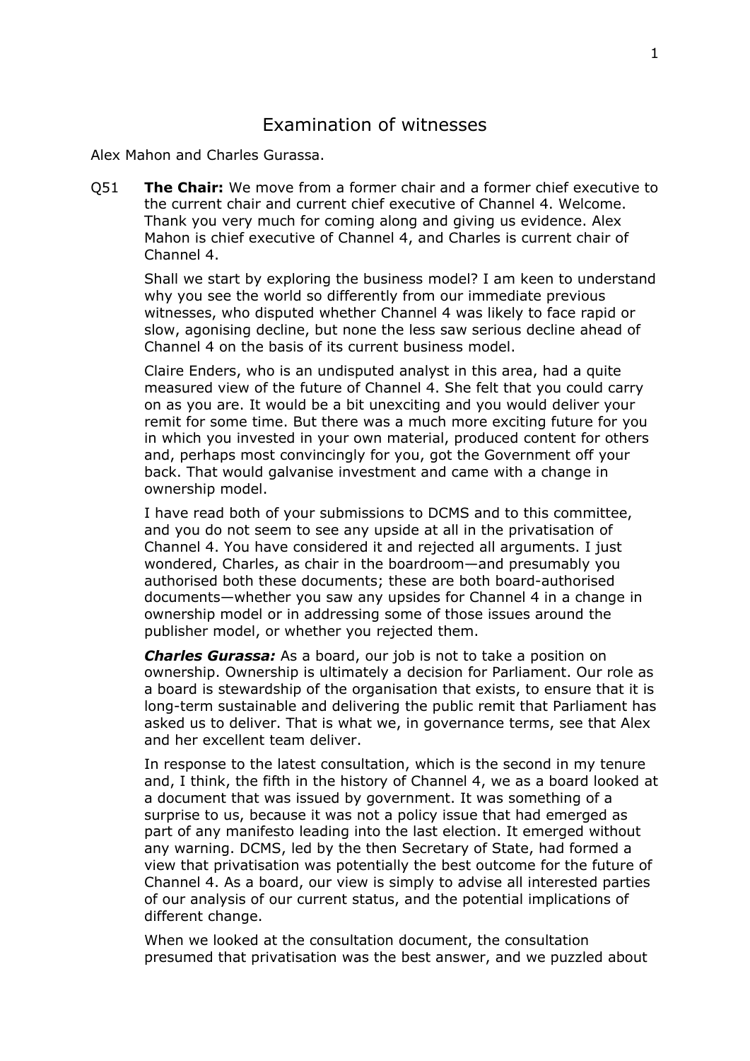# Examination of witnesses

Alex Mahon and Charles Gurassa.

Q51 **The Chair:** We move from a former chair and a former chief executive to the current chair and current chief executive of Channel 4. Welcome. Thank you very much for coming along and giving us evidence. Alex Mahon is chief executive of Channel 4, and Charles is current chair of Channel 4.

Shall we start by exploring the business model? I am keen to understand why you see the world so differently from our immediate previous witnesses, who disputed whether Channel 4 was likely to face rapid or slow, agonising decline, but none the less saw serious decline ahead of Channel 4 on the basis of its current business model.

Claire Enders, who is an undisputed analyst in this area, had a quite measured view of the future of Channel 4. She felt that you could carry on as you are. It would be a bit unexciting and you would deliver your remit for some time. But there was a much more exciting future for you in which you invested in your own material, produced content for others and, perhaps most convincingly for you, got the Government off your back. That would galvanise investment and came with a change in ownership model.

I have read both of your submissions to DCMS and to this committee, and you do not seem to see any upside at all in the privatisation of Channel 4. You have considered it and rejected all arguments. I just wondered, Charles, as chair in the boardroom—and presumably you authorised both these documents; these are both board-authorised documents—whether you saw any upsides for Channel 4 in a change in ownership model or in addressing some of those issues around the publisher model, or whether you rejected them.

***Charles Gurassa:*** As a board, our job is not to take a position on ownership. Ownership is ultimately a decision for Parliament. Our role as a board is stewardship of the organisation that exists, to ensure that it is long-term sustainable and delivering the public remit that Parliament has asked us to deliver. That is what we, in governance terms, see that Alex and her excellent team deliver.

In response to the latest consultation, which is the second in my tenure and, I think, the fifth in the history of Channel 4, we as a board looked at a document that was issued by government. It was something of a surprise to us, because it was not a policy issue that had emerged as part of any manifesto leading into the last election. It emerged without any warning. DCMS, led by the then Secretary of State, had formed a view that privatisation was potentially the best outcome for the future of Channel 4. As a board, our view is simply to advise all interested parties of our analysis of our current status, and the potential implications of different change.

When we looked at the consultation document, the consultation presumed that privatisation was the best answer, and we puzzled about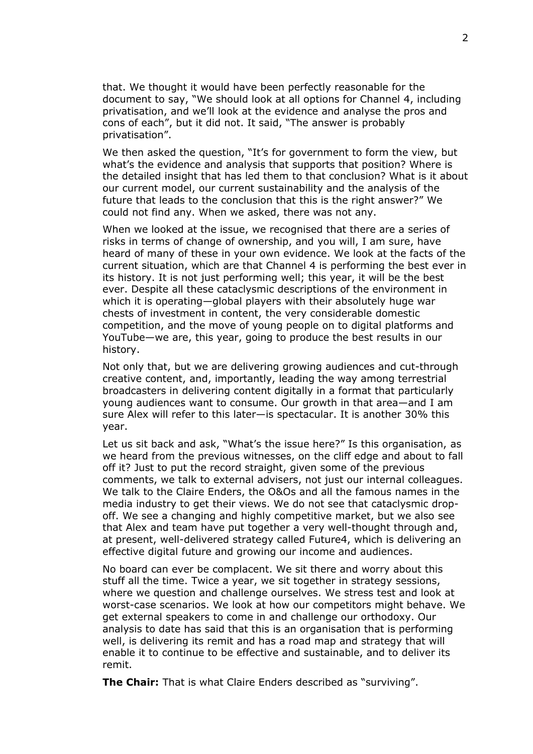that. We thought it would have been perfectly reasonable for the document to say, "We should look at all options for Channel 4, including privatisation, and we'll look at the evidence and analyse the pros and cons of each", but it did not. It said, "The answer is probably privatisation".

We then asked the question, "It's for government to form the view, but what's the evidence and analysis that supports that position? Where is the detailed insight that has led them to that conclusion? What is it about our current model, our current sustainability and the analysis of the future that leads to the conclusion that this is the right answer?" We could not find any. When we asked, there was not any.

When we looked at the issue, we recognised that there are a series of risks in terms of change of ownership, and you will, I am sure, have heard of many of these in your own evidence. We look at the facts of the current situation, which are that Channel 4 is performing the best ever in its history. It is not just performing well; this year, it will be the best ever. Despite all these cataclysmic descriptions of the environment in which it is operating—global players with their absolutely huge war chests of investment in content, the very considerable domestic competition, and the move of young people on to digital platforms and YouTube—we are, this year, going to produce the best results in our history.

Not only that, but we are delivering growing audiences and cut-through creative content, and, importantly, leading the way among terrestrial broadcasters in delivering content digitally in a format that particularly young audiences want to consume. Our growth in that area—and I am sure Alex will refer to this later—is spectacular. It is another 30% this year.

Let us sit back and ask, "What's the issue here?" Is this organisation, as we heard from the previous witnesses, on the cliff edge and about to fall off it? Just to put the record straight, given some of the previous comments, we talk to external advisers, not just our internal colleagues. We talk to the Claire Enders, the O&Os and all the famous names in the media industry to get their views. We do not see that cataclysmic drop-off. We see a changing and highly competitive market, but we also see that Alex and team have put together a very well-thought through and, at present, well-delivered strategy called Future4, which is delivering an effective digital future and growing our income and audiences.

No board can ever be complacent. We sit there and worry about this stuff all the time. Twice a year, we sit together in strategy sessions, where we question and challenge ourselves. We stress test and look at worst-case scenarios. We look at how our competitors might behave. We get external speakers to come in and challenge our orthodoxy. Our analysis to date has said that this is an organisation that is performing well, is delivering its remit and has a road map and strategy that will enable it to continue to be effective and sustainable, and to deliver its remit.

**The Chair:** That is what Claire Enders described as "surviving".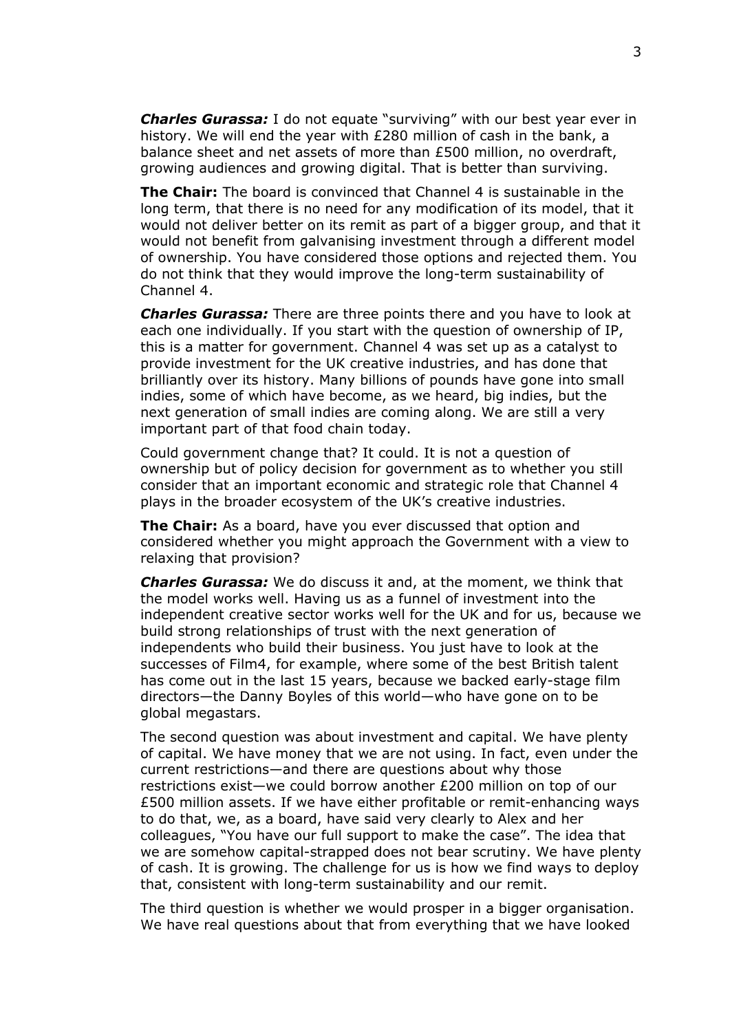***Charles Gurassa:*** I do not equate "surviving" with our best year ever in history. We will end the year with £280 million of cash in the bank, a balance sheet and net assets of more than £500 million, no overdraft, growing audiences and growing digital. That is better than surviving.

**The Chair:** The board is convinced that Channel 4 is sustainable in the long term, that there is no need for any modification of its model, that it would not deliver better on its remit as part of a bigger group, and that it would not benefit from galvanising investment through a different model of ownership. You have considered those options and rejected them. You do not think that they would improve the long-term sustainability of Channel 4.

***Charles Gurassa:*** There are three points there and you have to look at each one individually. If you start with the question of ownership of IP, this is a matter for government. Channel 4 was set up as a catalyst to provide investment for the UK creative industries, and has done that brilliantly over its history. Many billions of pounds have gone into small indies, some of which have become, as we heard, big indies, but the next generation of small indies are coming along. We are still a very important part of that food chain today.

Could government change that? It could. It is not a question of ownership but of policy decision for government as to whether you still consider that an important economic and strategic role that Channel 4 plays in the broader ecosystem of the UK's creative industries.

**The Chair:** As a board, have you ever discussed that option and considered whether you might approach the Government with a view to relaxing that provision?

***Charles Gurassa:*** We do discuss it and, at the moment, we think that the model works well. Having us as a funnel of investment into the independent creative sector works well for the UK and for us, because we build strong relationships of trust with the next generation of independents who build their business. You just have to look at the successes of Film4, for example, where some of the best British talent has come out in the last 15 years, because we backed early-stage film directors—the Danny Boyles of this world—who have gone on to be global megastars.

The second question was about investment and capital. We have plenty of capital. We have money that we are not using. In fact, even under the current restrictions—and there are questions about why those restrictions exist—we could borrow another £200 million on top of our £500 million assets. If we have either profitable or remit-enhancing ways to do that, we, as a board, have said very clearly to Alex and her colleagues, "You have our full support to make the case". The idea that we are somehow capital-strapped does not bear scrutiny. We have plenty of cash. It is growing. The challenge for us is how we find ways to deploy that, consistent with long-term sustainability and our remit.

The third question is whether we would prosper in a bigger organisation. We have real questions about that from everything that we have looked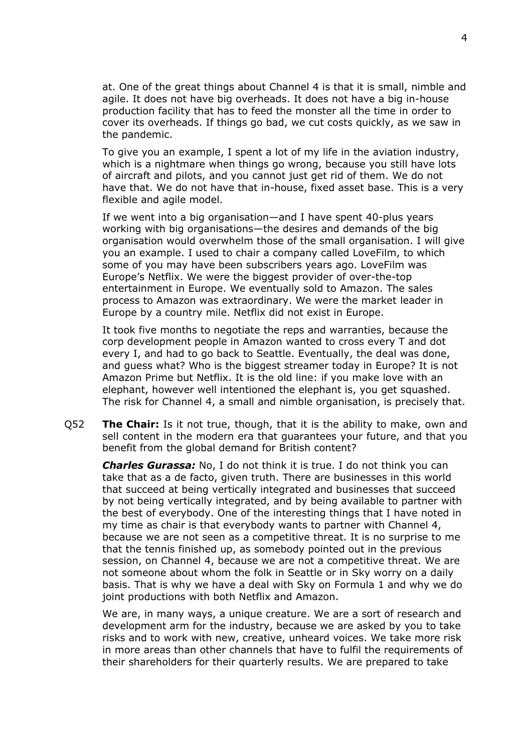at. One of the great things about Channel 4 is that it is small, nimble and agile. It does not have big overheads. It does not have a big in-house production facility that has to feed the monster all the time in order to cover its overheads. If things go bad, we cut costs quickly, as we saw in the pandemic.

To give you an example, I spent a lot of my life in the aviation industry, which is a nightmare when things go wrong, because you still have lots of aircraft and pilots, and you cannot just get rid of them. We do not have that. We do not have that in-house, fixed asset base. This is a very flexible and agile model.

If we went into a big organisation—and I have spent 40-plus years working with big organisations—the desires and demands of the big organisation would overwhelm those of the small organisation. I will give you an example. I used to chair a company called LoveFilm, to which some of you may have been subscribers years ago. LoveFilm was Europe's Netflix. We were the biggest provider of over-the-top entertainment in Europe. We eventually sold to Amazon. The sales process to Amazon was extraordinary. We were the market leader in Europe by a country mile. Netflix did not exist in Europe.

It took five months to negotiate the reps and warranties, because the corp development people in Amazon wanted to cross every T and dot every I, and had to go back to Seattle. Eventually, the deal was done, and guess what? Who is the biggest streamer today in Europe? It is not Amazon Prime but Netflix. It is the old line: if you make love with an elephant, however well intentioned the elephant is, you get squashed. The risk for Channel 4, a small and nimble organisation, is precisely that.

Q52 **The Chair:** Is it not true, though, that it is the ability to make, own and sell content in the modern era that guarantees your future, and that you benefit from the global demand for British content?

***Charles Gurassa:*** No, I do not think it is true. I do not think you can take that as a de facto, given truth. There are businesses in this world that succeed at being vertically integrated and businesses that succeed by not being vertically integrated, and by being available to partner with the best of everybody. One of the interesting things that I have noted in my time as chair is that everybody wants to partner with Channel 4, because we are not seen as a competitive threat. It is no surprise to me that the tennis finished up, as somebody pointed out in the previous session, on Channel 4, because we are not a competitive threat. We are not someone about whom the folk in Seattle or in Sky worry on a daily basis. That is why we have a deal with Sky on Formula 1 and why we do joint productions with both Netflix and Amazon.

We are, in many ways, a unique creature. We are a sort of research and development arm for the industry, because we are asked by you to take risks and to work with new, creative, unheard voices. We take more risk in more areas than other channels that have to fulfil the requirements of their shareholders for their quarterly results. We are prepared to take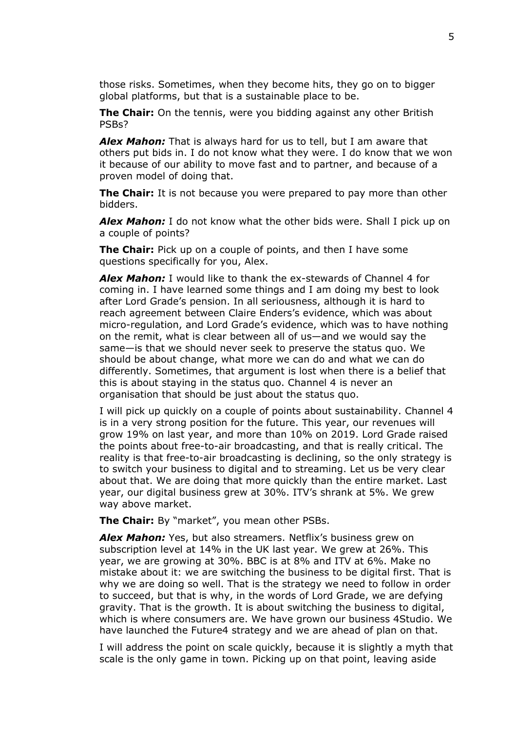those risks. Sometimes, when they become hits, they go on to bigger global platforms, but that is a sustainable place to be.

**The Chair:** On the tennis, were you bidding against any other British PSBs?

***Alex Mahon:*** That is always hard for us to tell, but I am aware that others put bids in. I do not know what they were. I do know that we won it because of our ability to move fast and to partner, and because of a proven model of doing that.

**The Chair:** It is not because you were prepared to pay more than other bidders.

***Alex Mahon:*** I do not know what the other bids were. Shall I pick up on a couple of points?

**The Chair:** Pick up on a couple of points, and then I have some questions specifically for you, Alex.

***Alex Mahon:*** I would like to thank the ex-stewards of Channel 4 for coming in. I have learned some things and I am doing my best to look after Lord Grade's pension. In all seriousness, although it is hard to reach agreement between Claire Enders's evidence, which was about micro-regulation, and Lord Grade's evidence, which was to have nothing on the remit, what is clear between all of us—and we would say the same—is that we should never seek to preserve the status quo. We should be about change, what more we can do and what we can do differently. Sometimes, that argument is lost when there is a belief that this is about staying in the status quo. Channel 4 is never an organisation that should be just about the status quo.

I will pick up quickly on a couple of points about sustainability. Channel 4 is in a very strong position for the future. This year, our revenues will grow 19% on last year, and more than 10% on 2019. Lord Grade raised the points about free-to-air broadcasting, and that is really critical. The reality is that free-to-air broadcasting is declining, so the only strategy is to switch your business to digital and to streaming. Let us be very clear about that. We are doing that more quickly than the entire market. Last year, our digital business grew at 30%. ITV's shrank at 5%. We grew way above market.

**The Chair:** By "market", you mean other PSBs.

***Alex Mahon:*** Yes, but also streamers. Netflix's business grew on subscription level at 14% in the UK last year. We grew at 26%. This year, we are growing at 30%. BBC is at 8% and ITV at 6%. Make no mistake about it: we are switching the business to be digital first. That is why we are doing so well. That is the strategy we need to follow in order to succeed, but that is why, in the words of Lord Grade, we are defying gravity. That is the growth. It is about switching the business to digital, which is where consumers are. We have grown our business 4Studio. We have launched the Future4 strategy and we are ahead of plan on that.

I will address the point on scale quickly, because it is slightly a myth that scale is the only game in town. Picking up on that point, leaving aside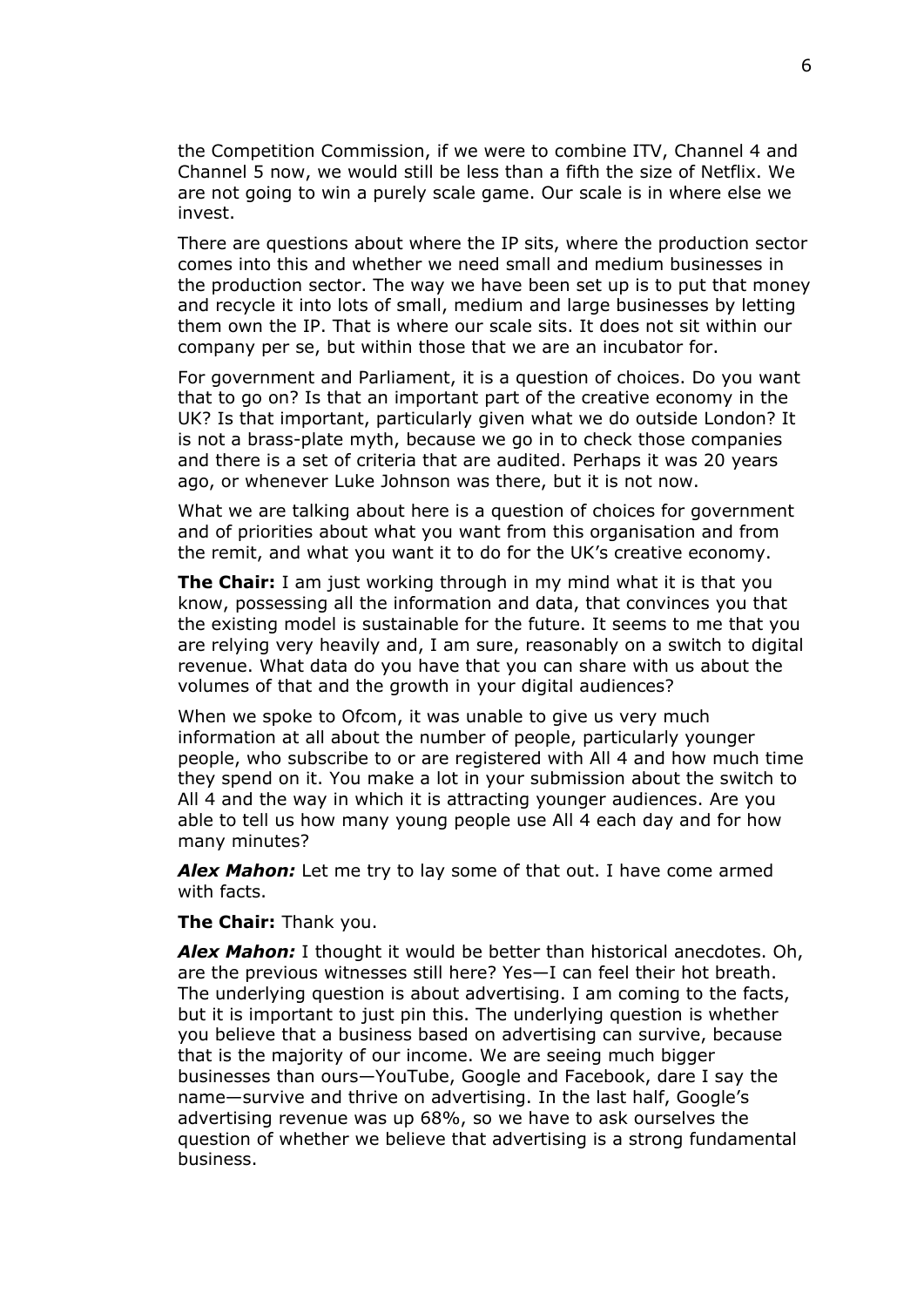the Competition Commission, if we were to combine ITV, Channel 4 and Channel 5 now, we would still be less than a fifth the size of Netflix. We are not going to win a purely scale game. Our scale is in where else we invest.

There are questions about where the IP sits, where the production sector comes into this and whether we need small and medium businesses in the production sector. The way we have been set up is to put that money and recycle it into lots of small, medium and large businesses by letting them own the IP. That is where our scale sits. It does not sit within our company per se, but within those that we are an incubator for.

For government and Parliament, it is a question of choices. Do you want that to go on? Is that an important part of the creative economy in the UK? Is that important, particularly given what we do outside London? It is not a brass-plate myth, because we go in to check those companies and there is a set of criteria that are audited. Perhaps it was 20 years ago, or whenever Luke Johnson was there, but it is not now.

What we are talking about here is a question of choices for government and of priorities about what you want from this organisation and from the remit, and what you want it to do for the UK's creative economy.

**The Chair:** I am just working through in my mind what it is that you know, possessing all the information and data, that convinces you that the existing model is sustainable for the future. It seems to me that you are relying very heavily and, I am sure, reasonably on a switch to digital revenue. What data do you have that you can share with us about the volumes of that and the growth in your digital audiences?

When we spoke to Ofcom, it was unable to give us very much information at all about the number of people, particularly younger people, who subscribe to or are registered with All 4 and how much time they spend on it. You make a lot in your submission about the switch to All 4 and the way in which it is attracting younger audiences. Are you able to tell us how many young people use All 4 each day and for how many minutes?

***Alex Mahon:*** Let me try to lay some of that out. I have come armed with facts.

**The Chair:** Thank you.

***Alex Mahon:*** I thought it would be better than historical anecdotes. Oh, are the previous witnesses still here? Yes—I can feel their hot breath. The underlying question is about advertising. I am coming to the facts, but it is important to just pin this. The underlying question is whether you believe that a business based on advertising can survive, because that is the majority of our income. We are seeing much bigger businesses than ours—YouTube, Google and Facebook, dare I say the name—survive and thrive on advertising. In the last half, Google's advertising revenue was up 68%, so we have to ask ourselves the question of whether we believe that advertising is a strong fundamental business.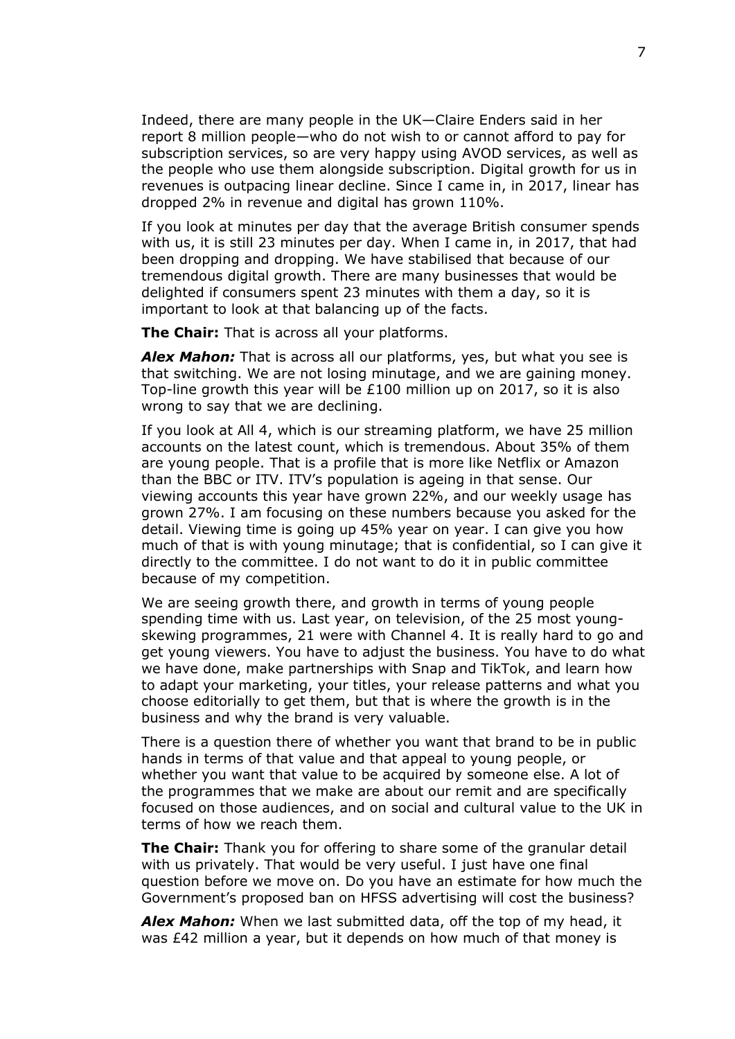Indeed, there are many people in the UK—Claire Enders said in her report 8 million people—who do not wish to or cannot afford to pay for subscription services, so are very happy using AVOD services, as well as the people who use them alongside subscription. Digital growth for us in revenues is outpacing linear decline. Since I came in, in 2017, linear has dropped 2% in revenue and digital has grown 110%.

If you look at minutes per day that the average British consumer spends with us, it is still 23 minutes per day. When I came in, in 2017, that had been dropping and dropping. We have stabilised that because of our tremendous digital growth. There are many businesses that would be delighted if consumers spent 23 minutes with them a day, so it is important to look at that balancing up of the facts.

**The Chair:** That is across all your platforms.

***Alex Mahon:*** That is across all our platforms, yes, but what you see is that switching. We are not losing minutage, and we are gaining money. Top-line growth this year will be £100 million up on 2017, so it is also wrong to say that we are declining.

If you look at All 4, which is our streaming platform, we have 25 million accounts on the latest count, which is tremendous. About 35% of them are young people. That is a profile that is more like Netflix or Amazon than the BBC or ITV. ITV's population is ageing in that sense. Our viewing accounts this year have grown 22%, and our weekly usage has grown 27%. I am focusing on these numbers because you asked for the detail. Viewing time is going up 45% year on year. I can give you how much of that is with young minutage; that is confidential, so I can give it directly to the committee. I do not want to do it in public committee because of my competition.

We are seeing growth there, and growth in terms of young people spending time with us. Last year, on television, of the 25 most young-skewing programmes, 21 were with Channel 4. It is really hard to go and get young viewers. You have to adjust the business. You have to do what we have done, make partnerships with Snap and TikTok, and learn how to adapt your marketing, your titles, your release patterns and what you choose editorially to get them, but that is where the growth is in the business and why the brand is very valuable.

There is a question there of whether you want that brand to be in public hands in terms of that value and that appeal to young people, or whether you want that value to be acquired by someone else. A lot of the programmes that we make are about our remit and are specifically focused on those audiences, and on social and cultural value to the UK in terms of how we reach them.

**The Chair:** Thank you for offering to share some of the granular detail with us privately. That would be very useful. I just have one final question before we move on. Do you have an estimate for how much the Government's proposed ban on HFSS advertising will cost the business?

***Alex Mahon:*** When we last submitted data, off the top of my head, it was £42 million a year, but it depends on how much of that money is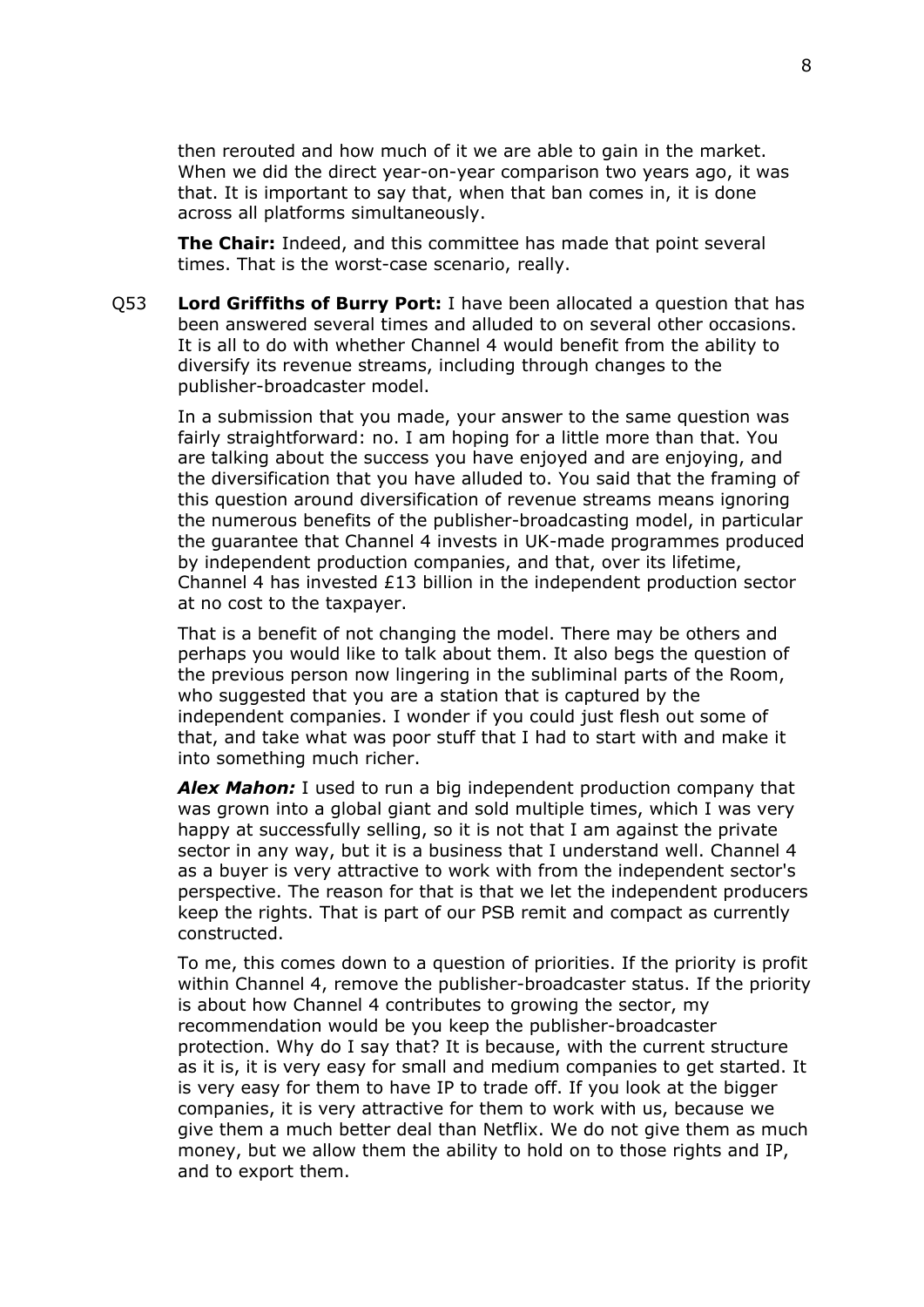then rerouted and how much of it we are able to gain in the market. When we did the direct year-on-year comparison two years ago, it was that. It is important to say that, when that ban comes in, it is done across all platforms simultaneously.

**The Chair:** Indeed, and this committee has made that point several times. That is the worst-case scenario, really.

Q53 **Lord Griffiths of Burry Port:** I have been allocated a question that has been answered several times and alluded to on several other occasions. It is all to do with whether Channel 4 would benefit from the ability to diversify its revenue streams, including through changes to the publisher-broadcaster model.

In a submission that you made, your answer to the same question was fairly straightforward: no. I am hoping for a little more than that. You are talking about the success you have enjoyed and are enjoying, and the diversification that you have alluded to. You said that the framing of this question around diversification of revenue streams means ignoring the numerous benefits of the publisher-broadcasting model, in particular the guarantee that Channel 4 invests in UK-made programmes produced by independent production companies, and that, over its lifetime, Channel 4 has invested £13 billion in the independent production sector at no cost to the taxpayer.

That is a benefit of not changing the model. There may be others and perhaps you would like to talk about them. It also begs the question of the previous person now lingering in the subliminal parts of the Room, who suggested that you are a station that is captured by the independent companies. I wonder if you could just flesh out some of that, and take what was poor stuff that I had to start with and make it into something much richer.

***Alex Mahon:*** I used to run a big independent production company that was grown into a global giant and sold multiple times, which I was very happy at successfully selling, so it is not that I am against the private sector in any way, but it is a business that I understand well. Channel 4 as a buyer is very attractive to work with from the independent sector's perspective. The reason for that is that we let the independent producers keep the rights. That is part of our PSB remit and compact as currently constructed.

To me, this comes down to a question of priorities. If the priority is profit within Channel 4, remove the publisher-broadcaster status. If the priority is about how Channel 4 contributes to growing the sector, my recommendation would be you keep the publisher-broadcaster protection. Why do I say that? It is because, with the current structure as it is, it is very easy for small and medium companies to get started. It is very easy for them to have IP to trade off. If you look at the bigger companies, it is very attractive for them to work with us, because we give them a much better deal than Netflix. We do not give them as much money, but we allow them the ability to hold on to those rights and IP, and to export them.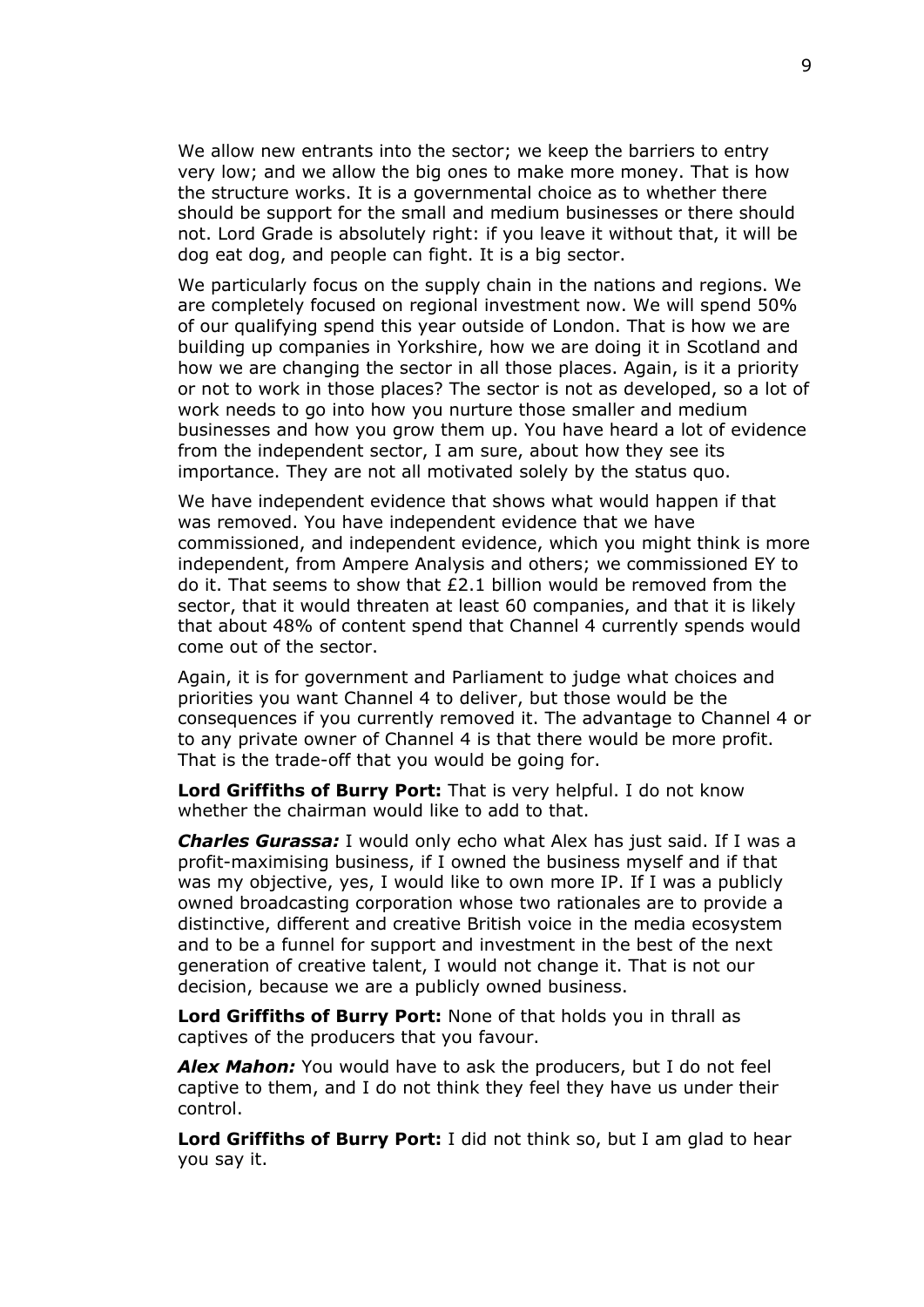We allow new entrants into the sector; we keep the barriers to entry very low; and we allow the big ones to make more money. That is how the structure works. It is a governmental choice as to whether there should be support for the small and medium businesses or there should not. Lord Grade is absolutely right: if you leave it without that, it will be dog eat dog, and people can fight. It is a big sector.

We particularly focus on the supply chain in the nations and regions. We are completely focused on regional investment now. We will spend 50% of our qualifying spend this year outside of London. That is how we are building up companies in Yorkshire, how we are doing it in Scotland and how we are changing the sector in all those places. Again, is it a priority or not to work in those places? The sector is not as developed, so a lot of work needs to go into how you nurture those smaller and medium businesses and how you grow them up. You have heard a lot of evidence from the independent sector, I am sure, about how they see its importance. They are not all motivated solely by the status quo.

We have independent evidence that shows what would happen if that was removed. You have independent evidence that we have commissioned, and independent evidence, which you might think is more independent, from Ampere Analysis and others; we commissioned EY to do it. That seems to show that £2.1 billion would be removed from the sector, that it would threaten at least 60 companies, and that it is likely that about 48% of content spend that Channel 4 currently spends would come out of the sector.

Again, it is for government and Parliament to judge what choices and priorities you want Channel 4 to deliver, but those would be the consequences if you currently removed it. The advantage to Channel 4 or to any private owner of Channel 4 is that there would be more profit. That is the trade-off that you would be going for.

**Lord Griffiths of Burry Port:** That is very helpful. I do not know whether the chairman would like to add to that.

***Charles Gurassa:*** I would only echo what Alex has just said. If I was a profit-maximising business, if I owned the business myself and if that was my objective, yes, I would like to own more IP. If I was a publicly owned broadcasting corporation whose two rationales are to provide a distinctive, different and creative British voice in the media ecosystem and to be a funnel for support and investment in the best of the next generation of creative talent, I would not change it. That is not our decision, because we are a publicly owned business.

**Lord Griffiths of Burry Port:** None of that holds you in thrall as captives of the producers that you favour.

***Alex Mahon:*** You would have to ask the producers, but I do not feel captive to them, and I do not think they feel they have us under their control.

**Lord Griffiths of Burry Port:** I did not think so, but I am glad to hear you say it.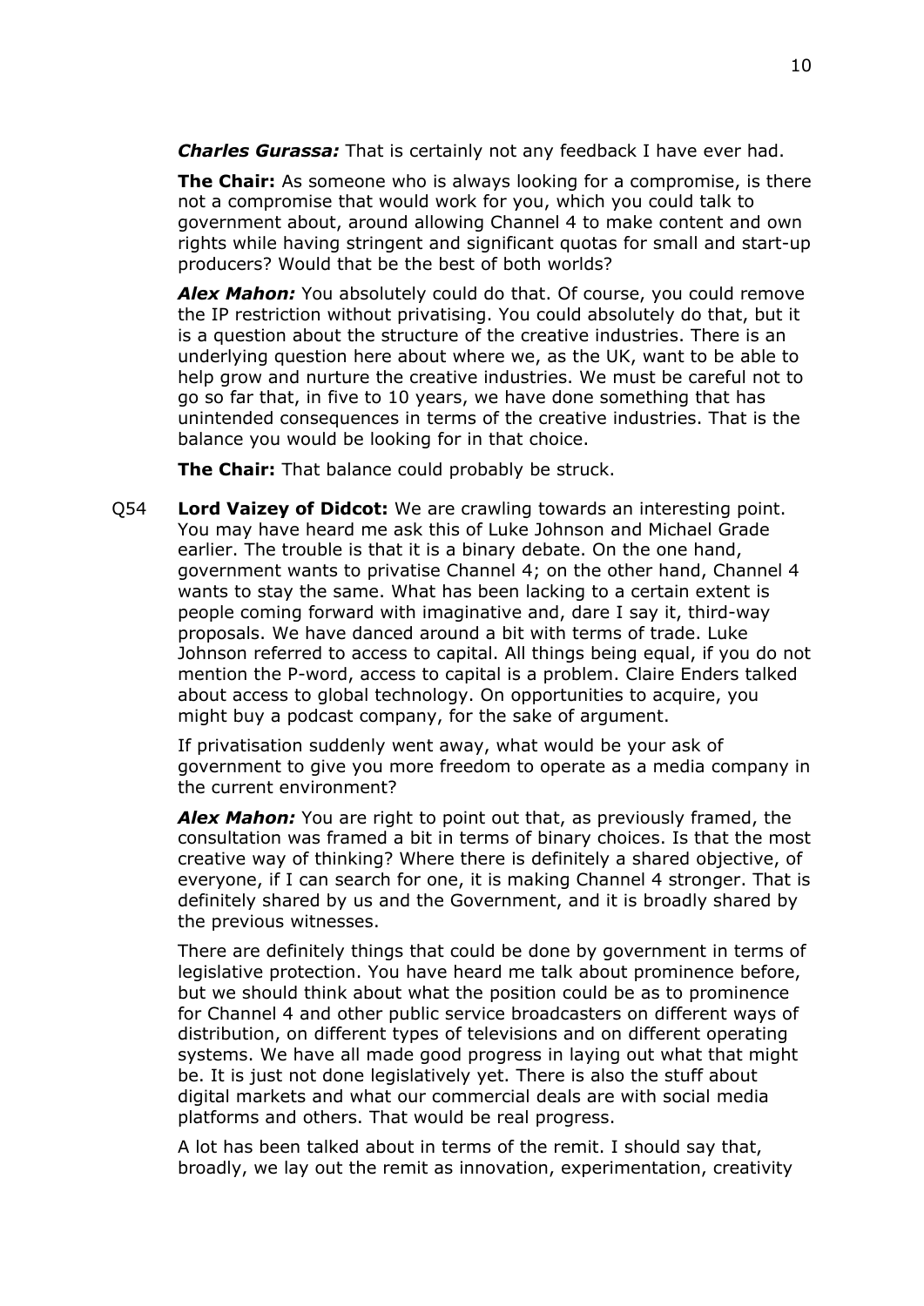***Charles Gurassa:*** That is certainly not any feedback I have ever had.

**The Chair:** As someone who is always looking for a compromise, is there not a compromise that would work for you, which you could talk to government about, around allowing Channel 4 to make content and own rights while having stringent and significant quotas for small and start-up producers? Would that be the best of both worlds?

***Alex Mahon:*** You absolutely could do that. Of course, you could remove the IP restriction without privatising. You could absolutely do that, but it is a question about the structure of the creative industries. There is an underlying question here about where we, as the UK, want to be able to help grow and nurture the creative industries. We must be careful not to go so far that, in five to 10 years, we have done something that has unintended consequences in terms of the creative industries. That is the balance you would be looking for in that choice.

**The Chair:** That balance could probably be struck.

Q54 **Lord Vaizey of Didcot:** We are crawling towards an interesting point. You may have heard me ask this of Luke Johnson and Michael Grade earlier. The trouble is that it is a binary debate. On the one hand, government wants to privatise Channel 4; on the other hand, Channel 4 wants to stay the same. What has been lacking to a certain extent is people coming forward with imaginative and, dare I say it, third-way proposals. We have danced around a bit with terms of trade. Luke Johnson referred to access to capital. All things being equal, if you do not mention the P-word, access to capital is a problem. Claire Enders talked about access to global technology. On opportunities to acquire, you might buy a podcast company, for the sake of argument.

If privatisation suddenly went away, what would be your ask of government to give you more freedom to operate as a media company in the current environment?

***Alex Mahon:*** You are right to point out that, as previously framed, the consultation was framed a bit in terms of binary choices. Is that the most creative way of thinking? Where there is definitely a shared objective, of everyone, if I can search for one, it is making Channel 4 stronger. That is definitely shared by us and the Government, and it is broadly shared by the previous witnesses.

There are definitely things that could be done by government in terms of legislative protection. You have heard me talk about prominence before, but we should think about what the position could be as to prominence for Channel 4 and other public service broadcasters on different ways of distribution, on different types of televisions and on different operating systems. We have all made good progress in laying out what that might be. It is just not done legislatively yet. There is also the stuff about digital markets and what our commercial deals are with social media platforms and others. That would be real progress.

A lot has been talked about in terms of the remit. I should say that, broadly, we lay out the remit as innovation, experimentation, creativity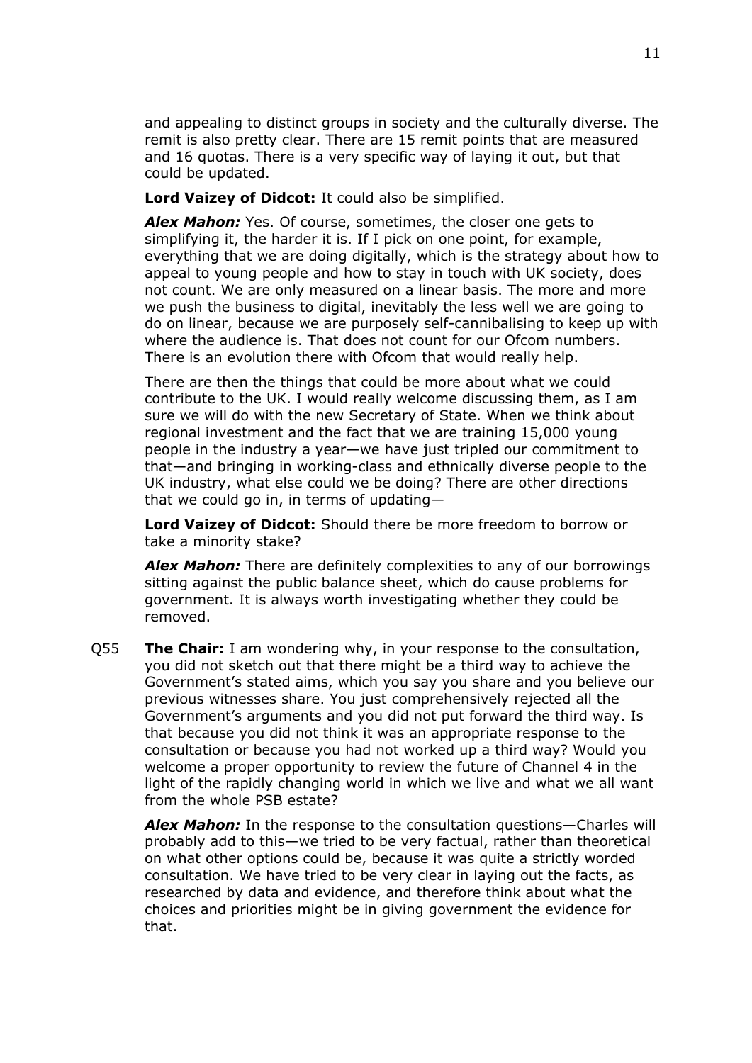and appealing to distinct groups in society and the culturally diverse. The remit is also pretty clear. There are 15 remit points that are measured and 16 quotas. There is a very specific way of laying it out, but that could be updated.

**Lord Vaizey of Didcot:** It could also be simplified.

***Alex Mahon:*** Yes. Of course, sometimes, the closer one gets to simplifying it, the harder it is. If I pick on one point, for example, everything that we are doing digitally, which is the strategy about how to appeal to young people and how to stay in touch with UK society, does not count. We are only measured on a linear basis. The more and more we push the business to digital, inevitably the less well we are going to do on linear, because we are purposely self-cannibalising to keep up with where the audience is. That does not count for our Ofcom numbers. There is an evolution there with Ofcom that would really help.

There are then the things that could be more about what we could contribute to the UK. I would really welcome discussing them, as I am sure we will do with the new Secretary of State. When we think about regional investment and the fact that we are training 15,000 young people in the industry a year—we have just tripled our commitment to that—and bringing in working-class and ethnically diverse people to the UK industry, what else could we be doing? There are other directions that we could go in, in terms of updating—

**Lord Vaizey of Didcot:** Should there be more freedom to borrow or take a minority stake?

***Alex Mahon:*** There are definitely complexities to any of our borrowings sitting against the public balance sheet, which do cause problems for government. It is always worth investigating whether they could be removed.

Q55 **The Chair:** I am wondering why, in your response to the consultation, you did not sketch out that there might be a third way to achieve the Government's stated aims, which you say you share and you believe our previous witnesses share. You just comprehensively rejected all the Government's arguments and you did not put forward the third way. Is that because you did not think it was an appropriate response to the consultation or because you had not worked up a third way? Would you welcome a proper opportunity to review the future of Channel 4 in the light of the rapidly changing world in which we live and what we all want from the whole PSB estate?

***Alex Mahon:*** In the response to the consultation questions—Charles will probably add to this—we tried to be very factual, rather than theoretical on what other options could be, because it was quite a strictly worded consultation. We have tried to be very clear in laying out the facts, as researched by data and evidence, and therefore think about what the choices and priorities might be in giving government the evidence for that.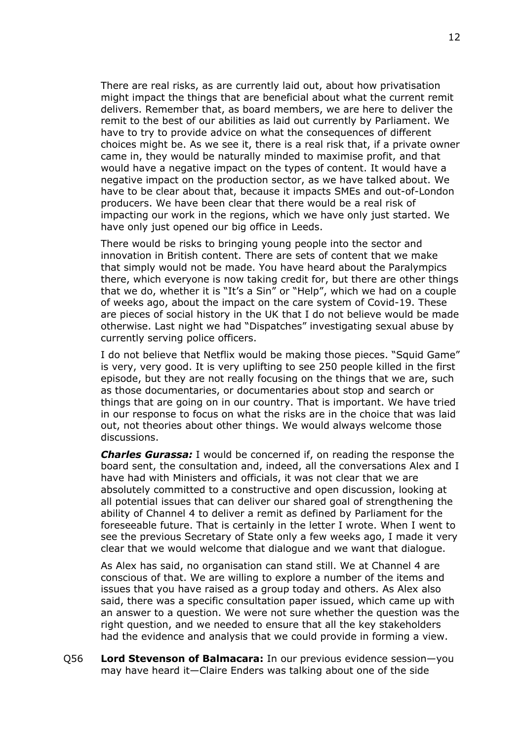There are real risks, as are currently laid out, about how privatisation might impact the things that are beneficial about what the current remit delivers. Remember that, as board members, we are here to deliver the remit to the best of our abilities as laid out currently by Parliament. We have to try to provide advice on what the consequences of different choices might be. As we see it, there is a real risk that, if a private owner came in, they would be naturally minded to maximise profit, and that would have a negative impact on the types of content. It would have a negative impact on the production sector, as we have talked about. We have to be clear about that, because it impacts SMEs and out-of-London producers. We have been clear that there would be a real risk of impacting our work in the regions, which we have only just started. We have only just opened our big office in Leeds.

There would be risks to bringing young people into the sector and innovation in British content. There are sets of content that we make that simply would not be made. You have heard about the Paralympics there, which everyone is now taking credit for, but there are other things that we do, whether it is "It's a Sin" or "Help", which we had on a couple of weeks ago, about the impact on the care system of Covid-19. These are pieces of social history in the UK that I do not believe would be made otherwise. Last night we had "Dispatches" investigating sexual abuse by currently serving police officers.

I do not believe that Netflix would be making those pieces. "Squid Game" is very, very good. It is very uplifting to see 250 people killed in the first episode, but they are not really focusing on the things that we are, such as those documentaries, or documentaries about stop and search or things that are going on in our country. That is important. We have tried in our response to focus on what the risks are in the choice that was laid out, not theories about other things. We would always welcome those discussions.

***Charles Gurassa:*** I would be concerned if, on reading the response the board sent, the consultation and, indeed, all the conversations Alex and I have had with Ministers and officials, it was not clear that we are absolutely committed to a constructive and open discussion, looking at all potential issues that can deliver our shared goal of strengthening the ability of Channel 4 to deliver a remit as defined by Parliament for the foreseeable future. That is certainly in the letter I wrote. When I went to see the previous Secretary of State only a few weeks ago, I made it very clear that we would welcome that dialogue and we want that dialogue.

As Alex has said, no organisation can stand still. We at Channel 4 are conscious of that. We are willing to explore a number of the items and issues that you have raised as a group today and others. As Alex also said, there was a specific consultation paper issued, which came up with an answer to a question. We were not sure whether the question was the right question, and we needed to ensure that all the key stakeholders had the evidence and analysis that we could provide in forming a view.

Q56 **Lord Stevenson of Balmacara:** In our previous evidence session—you may have heard it—Claire Enders was talking about one of the side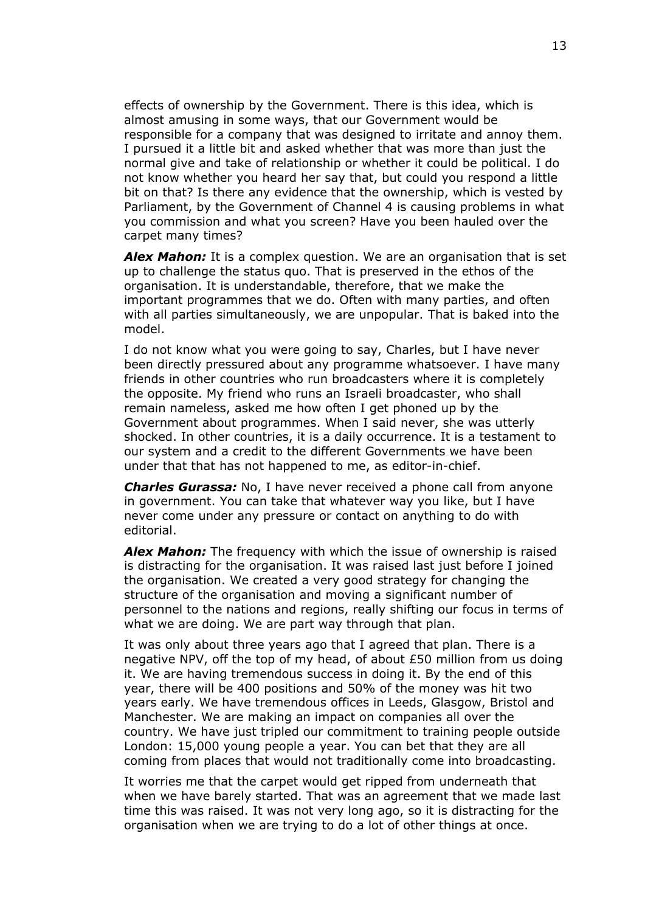effects of ownership by the Government. There is this idea, which is almost amusing in some ways, that our Government would be responsible for a company that was designed to irritate and annoy them. I pursued it a little bit and asked whether that was more than just the normal give and take of relationship or whether it could be political. I do not know whether you heard her say that, but could you respond a little bit on that? Is there any evidence that the ownership, which is vested by Parliament, by the Government of Channel 4 is causing problems in what you commission and what you screen? Have you been hauled over the carpet many times?

***Alex Mahon:*** It is a complex question. We are an organisation that is set up to challenge the status quo. That is preserved in the ethos of the organisation. It is understandable, therefore, that we make the important programmes that we do. Often with many parties, and often with all parties simultaneously, we are unpopular. That is baked into the model.

I do not know what you were going to say, Charles, but I have never been directly pressured about any programme whatsoever. I have many friends in other countries who run broadcasters where it is completely the opposite. My friend who runs an Israeli broadcaster, who shall remain nameless, asked me how often I get phoned up by the Government about programmes. When I said never, she was utterly shocked. In other countries, it is a daily occurrence. It is a testament to our system and a credit to the different Governments we have been under that that has not happened to me, as editor-in-chief.

***Charles Gurassa:*** No, I have never received a phone call from anyone in government. You can take that whatever way you like, but I have never come under any pressure or contact on anything to do with editorial.

***Alex Mahon:*** The frequency with which the issue of ownership is raised is distracting for the organisation. It was raised last just before I joined the organisation. We created a very good strategy for changing the structure of the organisation and moving a significant number of personnel to the nations and regions, really shifting our focus in terms of what we are doing. We are part way through that plan.

It was only about three years ago that I agreed that plan. There is a negative NPV, off the top of my head, of about £50 million from us doing it. We are having tremendous success in doing it. By the end of this year, there will be 400 positions and 50% of the money was hit two years early. We have tremendous offices in Leeds, Glasgow, Bristol and Manchester. We are making an impact on companies all over the country. We have just tripled our commitment to training people outside London: 15,000 young people a year. You can bet that they are all coming from places that would not traditionally come into broadcasting.

It worries me that the carpet would get ripped from underneath that when we have barely started. That was an agreement that we made last time this was raised. It was not very long ago, so it is distracting for the organisation when we are trying to do a lot of other things at once.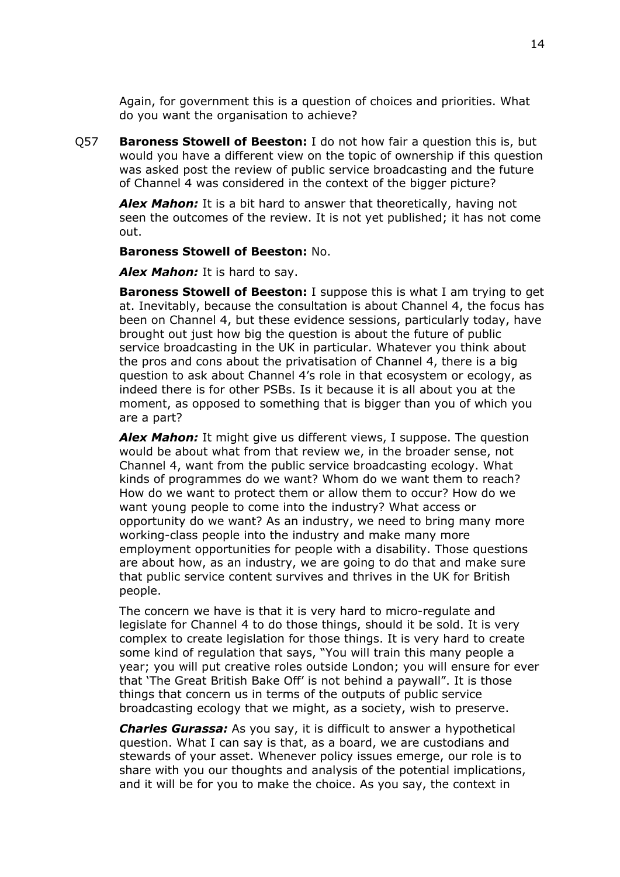Again, for government this is a question of choices and priorities. What do you want the organisation to achieve?

Q57 **Baroness Stowell of Beeston:** I do not how fair a question this is, but would you have a different view on the topic of ownership if this question was asked post the review of public service broadcasting and the future of Channel 4 was considered in the context of the bigger picture?

***Alex Mahon:*** It is a bit hard to answer that theoretically, having not seen the outcomes of the review. It is not yet published; it has not come out.

**Baroness Stowell of Beeston:** No.

***Alex Mahon:*** It is hard to say.

**Baroness Stowell of Beeston:** I suppose this is what I am trying to get at. Inevitably, because the consultation is about Channel 4, the focus has been on Channel 4, but these evidence sessions, particularly today, have brought out just how big the question is about the future of public service broadcasting in the UK in particular. Whatever you think about the pros and cons about the privatisation of Channel 4, there is a big question to ask about Channel 4's role in that ecosystem or ecology, as indeed there is for other PSBs. Is it because it is all about you at the moment, as opposed to something that is bigger than you of which you are a part?

***Alex Mahon:*** It might give us different views, I suppose. The question would be about what from that review we, in the broader sense, not Channel 4, want from the public service broadcasting ecology. What kinds of programmes do we want? Whom do we want them to reach? How do we want to protect them or allow them to occur? How do we want young people to come into the industry? What access or opportunity do we want? As an industry, we need to bring many more working-class people into the industry and make many more employment opportunities for people with a disability. Those questions are about how, as an industry, we are going to do that and make sure that public service content survives and thrives in the UK for British people.

The concern we have is that it is very hard to micro-regulate and legislate for Channel 4 to do those things, should it be sold. It is very complex to create legislation for those things. It is very hard to create some kind of regulation that says, "You will train this many people a year; you will put creative roles outside London; you will ensure for ever that 'The Great British Bake Off' is not behind a paywall". It is those things that concern us in terms of the outputs of public service broadcasting ecology that we might, as a society, wish to preserve.

***Charles Gurassa:*** As you say, it is difficult to answer a hypothetical question. What I can say is that, as a board, we are custodians and stewards of your asset. Whenever policy issues emerge, our role is to share with you our thoughts and analysis of the potential implications, and it will be for you to make the choice. As you say, the context in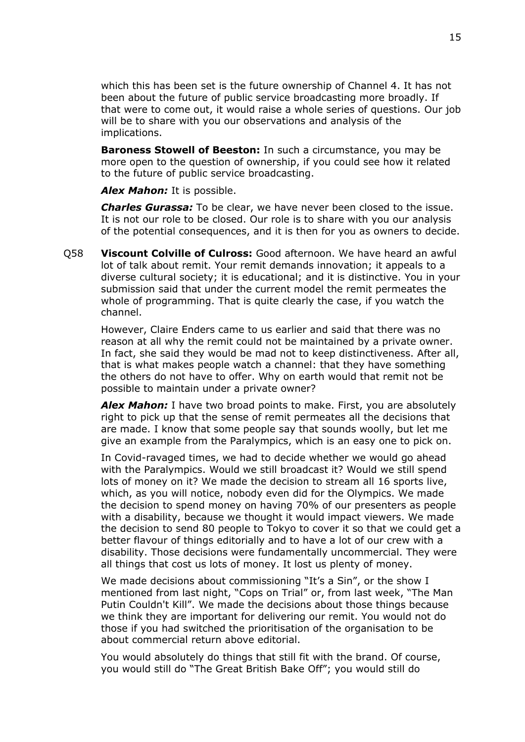which this has been set is the future ownership of Channel 4. It has not been about the future of public service broadcasting more broadly. If that were to come out, it would raise a whole series of questions. Our job will be to share with you our observations and analysis of the implications.

**Baroness Stowell of Beeston:** In such a circumstance, you may be more open to the question of ownership, if you could see how it related to the future of public service broadcasting.

***Alex Mahon:*** It is possible.

***Charles Gurassa:*** To be clear, we have never been closed to the issue. It is not our role to be closed. Our role is to share with you our analysis of the potential consequences, and it is then for you as owners to decide.

Q58 **Viscount Colville of Culross:** Good afternoon. We have heard an awful lot of talk about remit. Your remit demands innovation; it appeals to a diverse cultural society; it is educational; and it is distinctive. You in your submission said that under the current model the remit permeates the whole of programming. That is quite clearly the case, if you watch the channel.

However, Claire Enders came to us earlier and said that there was no reason at all why the remit could not be maintained by a private owner. In fact, she said they would be mad not to keep distinctiveness. After all, that is what makes people watch a channel: that they have something the others do not have to offer. Why on earth would that remit not be possible to maintain under a private owner?

***Alex Mahon:*** I have two broad points to make. First, you are absolutely right to pick up that the sense of remit permeates all the decisions that are made. I know that some people say that sounds woolly, but let me give an example from the Paralympics, which is an easy one to pick on.

In Covid-ravaged times, we had to decide whether we would go ahead with the Paralympics. Would we still broadcast it? Would we still spend lots of money on it? We made the decision to stream all 16 sports live, which, as you will notice, nobody even did for the Olympics. We made the decision to spend money on having 70% of our presenters as people with a disability, because we thought it would impact viewers. We made the decision to send 80 people to Tokyo to cover it so that we could get a better flavour of things editorially and to have a lot of our crew with a disability. Those decisions were fundamentally uncommercial. They were all things that cost us lots of money. It lost us plenty of money.

We made decisions about commissioning "It's a Sin", or the show I mentioned from last night, "Cops on Trial" or, from last week, "The Man Putin Couldn't Kill". We made the decisions about those things because we think they are important for delivering our remit. You would not do those if you had switched the prioritisation of the organisation to be about commercial return above editorial.

You would absolutely do things that still fit with the brand. Of course, you would still do "The Great British Bake Off"; you would still do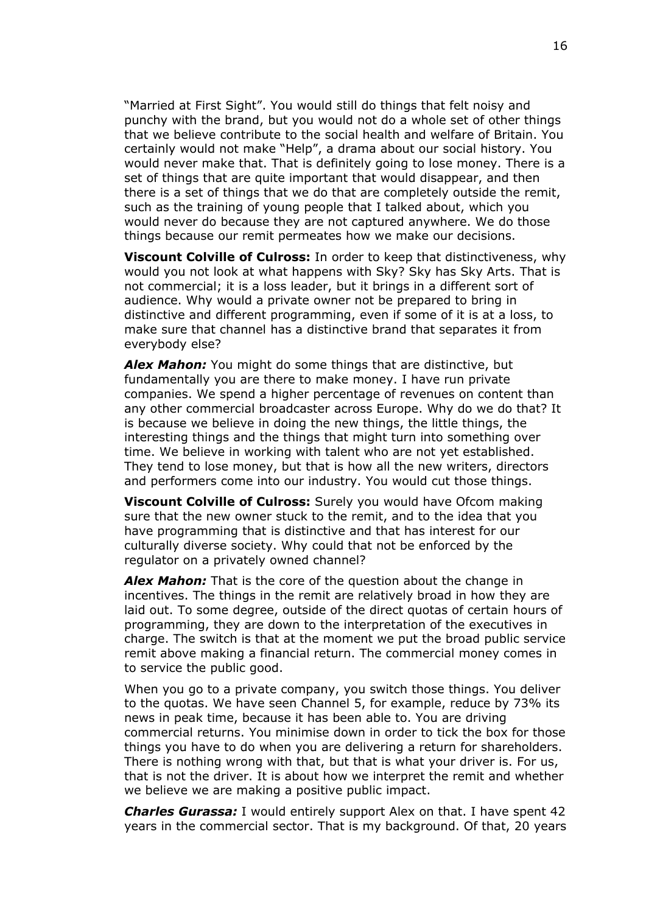"Married at First Sight". You would still do things that felt noisy and punchy with the brand, but you would not do a whole set of other things that we believe contribute to the social health and welfare of Britain. You certainly would not make "Help", a drama about our social history. You would never make that. That is definitely going to lose money. There is a set of things that are quite important that would disappear, and then there is a set of things that we do that are completely outside the remit, such as the training of young people that I talked about, which you would never do because they are not captured anywhere. We do those things because our remit permeates how we make our decisions.

**Viscount Colville of Culross:** In order to keep that distinctiveness, why would you not look at what happens with Sky? Sky has Sky Arts. That is not commercial; it is a loss leader, but it brings in a different sort of audience. Why would a private owner not be prepared to bring in distinctive and different programming, even if some of it is at a loss, to make sure that channel has a distinctive brand that separates it from everybody else?

***Alex Mahon:*** You might do some things that are distinctive, but fundamentally you are there to make money. I have run private companies. We spend a higher percentage of revenues on content than any other commercial broadcaster across Europe. Why do we do that? It is because we believe in doing the new things, the little things, the interesting things and the things that might turn into something over time. We believe in working with talent who are not yet established. They tend to lose money, but that is how all the new writers, directors and performers come into our industry. You would cut those things.

**Viscount Colville of Culross:** Surely you would have Ofcom making sure that the new owner stuck to the remit, and to the idea that you have programming that is distinctive and that has interest for our culturally diverse society. Why could that not be enforced by the regulator on a privately owned channel?

***Alex Mahon:*** That is the core of the question about the change in incentives. The things in the remit are relatively broad in how they are laid out. To some degree, outside of the direct quotas of certain hours of programming, they are down to the interpretation of the executives in charge. The switch is that at the moment we put the broad public service remit above making a financial return. The commercial money comes in to service the public good.

When you go to a private company, you switch those things. You deliver to the quotas. We have seen Channel 5, for example, reduce by 73% its news in peak time, because it has been able to. You are driving commercial returns. You minimise down in order to tick the box for those things you have to do when you are delivering a return for shareholders. There is nothing wrong with that, but that is what your driver is. For us, that is not the driver. It is about how we interpret the remit and whether we believe we are making a positive public impact.

***Charles Gurassa:*** I would entirely support Alex on that. I have spent 42 years in the commercial sector. That is my background. Of that, 20 years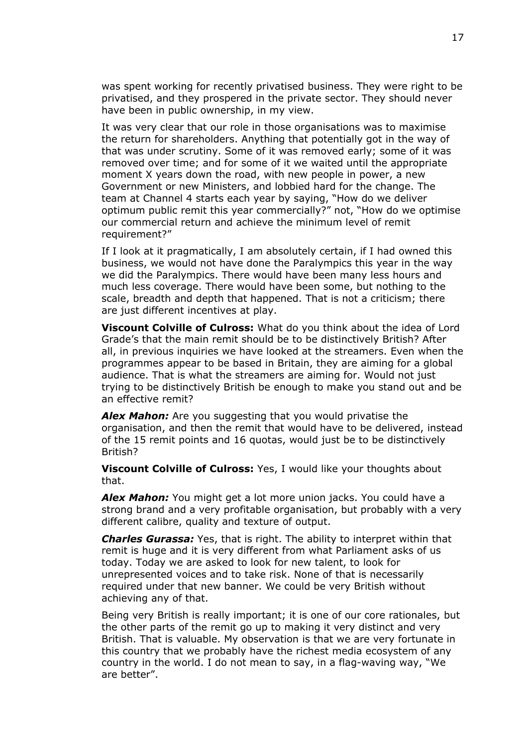was spent working for recently privatised business. They were right to be privatised, and they prospered in the private sector. They should never have been in public ownership, in my view.

It was very clear that our role in those organisations was to maximise the return for shareholders. Anything that potentially got in the way of that was under scrutiny. Some of it was removed early; some of it was removed over time; and for some of it we waited until the appropriate moment X years down the road, with new people in power, a new Government or new Ministers, and lobbied hard for the change. The team at Channel 4 starts each year by saying, "How do we deliver optimum public remit this year commercially?" not, "How do we optimise our commercial return and achieve the minimum level of remit requirement?"

If I look at it pragmatically, I am absolutely certain, if I had owned this business, we would not have done the Paralympics this year in the way we did the Paralympics. There would have been many less hours and much less coverage. There would have been some, but nothing to the scale, breadth and depth that happened. That is not a criticism; there are just different incentives at play.

**Viscount Colville of Culross:** What do you think about the idea of Lord Grade's that the main remit should be to be distinctively British? After all, in previous inquiries we have looked at the streamers. Even when the programmes appear to be based in Britain, they are aiming for a global audience. That is what the streamers are aiming for. Would not just trying to be distinctively British be enough to make you stand out and be an effective remit?

***Alex Mahon:*** Are you suggesting that you would privatise the organisation, and then the remit that would have to be delivered, instead of the 15 remit points and 16 quotas, would just be to be distinctively British?

**Viscount Colville of Culross:** Yes, I would like your thoughts about that.

***Alex Mahon:*** You might get a lot more union jacks. You could have a strong brand and a very profitable organisation, but probably with a very different calibre, quality and texture of output.

***Charles Gurassa:*** Yes, that is right. The ability to interpret within that remit is huge and it is very different from what Parliament asks of us today. Today we are asked to look for new talent, to look for unrepresented voices and to take risk. None of that is necessarily required under that new banner. We could be very British without achieving any of that.

Being very British is really important; it is one of our core rationales, but the other parts of the remit go up to making it very distinct and very British. That is valuable. My observation is that we are very fortunate in this country that we probably have the richest media ecosystem of any country in the world. I do not mean to say, in a flag-waving way, "We are better".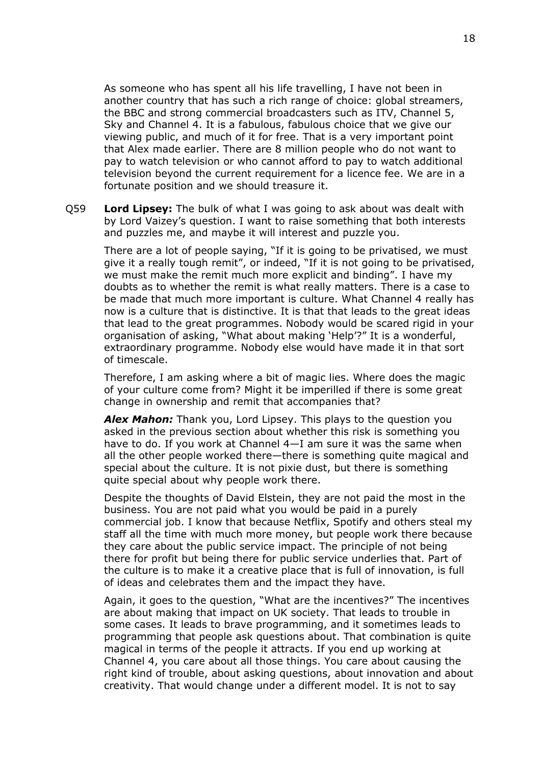As someone who has spent all his life travelling, I have not been in another country that has such a rich range of choice: global streamers, the BBC and strong commercial broadcasters such as ITV, Channel 5, Sky and Channel 4. It is a fabulous, fabulous choice that we give our viewing public, and much of it for free. That is a very important point that Alex made earlier. There are 8 million people who do not want to pay to watch television or who cannot afford to pay to watch additional television beyond the current requirement for a licence fee. We are in a fortunate position and we should treasure it.

Q59 **Lord Lipsey:** The bulk of what I was going to ask about was dealt with by Lord Vaizey's question. I want to raise something that both interests and puzzles me, and maybe it will interest and puzzle you.

There are a lot of people saying, "If it is going to be privatised, we must give it a really tough remit", or indeed, "If it is not going to be privatised, we must make the remit much more explicit and binding". I have my doubts as to whether the remit is what really matters. There is a case to be made that much more important is culture. What Channel 4 really has now is a culture that is distinctive. It is that that leads to the great ideas that lead to the great programmes. Nobody would be scared rigid in your organisation of asking, "What about making 'Help'?" It is a wonderful, extraordinary programme. Nobody else would have made it in that sort of timescale.

Therefore, I am asking where a bit of magic lies. Where does the magic of your culture come from? Might it be imperilled if there is some great change in ownership and remit that accompanies that?

***Alex Mahon:*** Thank you, Lord Lipsey. This plays to the question you asked in the previous section about whether this risk is something you have to do. If you work at Channel 4—I am sure it was the same when all the other people worked there—there is something quite magical and special about the culture. It is not pixie dust, but there is something quite special about why people work there.

Despite the thoughts of David Elstein, they are not paid the most in the business. You are not paid what you would be paid in a purely commercial job. I know that because Netflix, Spotify and others steal my staff all the time with much more money, but people work there because they care about the public service impact. The principle of not being there for profit but being there for public service underlies that. Part of the culture is to make it a creative place that is full of innovation, is full of ideas and celebrates them and the impact they have.

Again, it goes to the question, "What are the incentives?" The incentives are about making that impact on UK society. That leads to trouble in some cases. It leads to brave programming, and it sometimes leads to programming that people ask questions about. That combination is quite magical in terms of the people it attracts. If you end up working at Channel 4, you care about all those things. You care about causing the right kind of trouble, about asking questions, about innovation and about creativity. That would change under a different model. It is not to say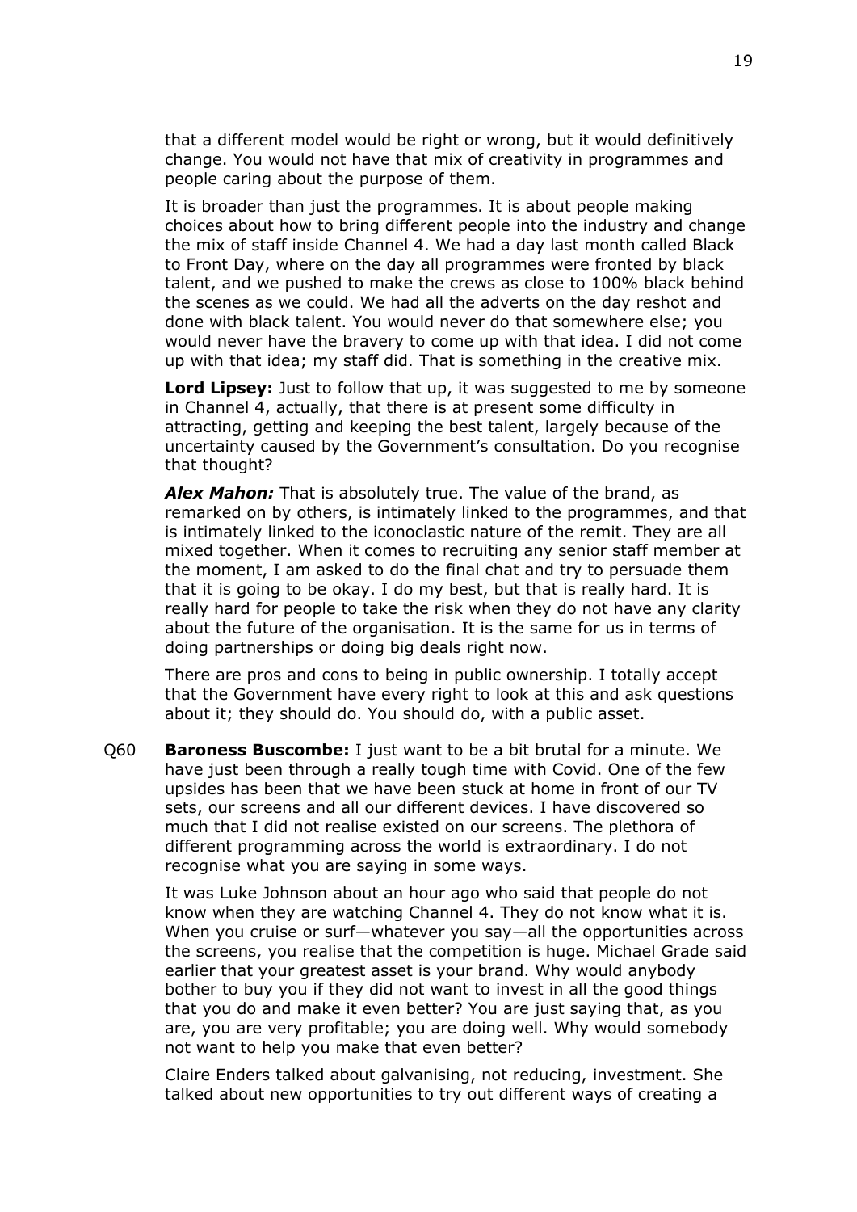that a different model would be right or wrong, but it would definitively change. You would not have that mix of creativity in programmes and people caring about the purpose of them.

It is broader than just the programmes. It is about people making choices about how to bring different people into the industry and change the mix of staff inside Channel 4. We had a day last month called Black to Front Day, where on the day all programmes were fronted by black talent, and we pushed to make the crews as close to 100% black behind the scenes as we could. We had all the adverts on the day reshot and done with black talent. You would never do that somewhere else; you would never have the bravery to come up with that idea. I did not come up with that idea; my staff did. That is something in the creative mix.

**Lord Lipsey:** Just to follow that up, it was suggested to me by someone in Channel 4, actually, that there is at present some difficulty in attracting, getting and keeping the best talent, largely because of the uncertainty caused by the Government's consultation. Do you recognise that thought?

***Alex Mahon:*** That is absolutely true. The value of the brand, as remarked on by others, is intimately linked to the programmes, and that is intimately linked to the iconoclastic nature of the remit. They are all mixed together. When it comes to recruiting any senior staff member at the moment, I am asked to do the final chat and try to persuade them that it is going to be okay. I do my best, but that is really hard. It is really hard for people to take the risk when they do not have any clarity about the future of the organisation. It is the same for us in terms of doing partnerships or doing big deals right now.

There are pros and cons to being in public ownership. I totally accept that the Government have every right to look at this and ask questions about it; they should do. You should do, with a public asset.

Q60 **Baroness Buscombe:** I just want to be a bit brutal for a minute. We have just been through a really tough time with Covid. One of the few upsides has been that we have been stuck at home in front of our TV sets, our screens and all our different devices. I have discovered so much that I did not realise existed on our screens. The plethora of different programming across the world is extraordinary. I do not recognise what you are saying in some ways.

It was Luke Johnson about an hour ago who said that people do not know when they are watching Channel 4. They do not know what it is. When you cruise or surf—whatever you say—all the opportunities across the screens, you realise that the competition is huge. Michael Grade said earlier that your greatest asset is your brand. Why would anybody bother to buy you if they did not want to invest in all the good things that you do and make it even better? You are just saying that, as you are, you are very profitable; you are doing well. Why would somebody not want to help you make that even better?

Claire Enders talked about galvanising, not reducing, investment. She talked about new opportunities to try out different ways of creating a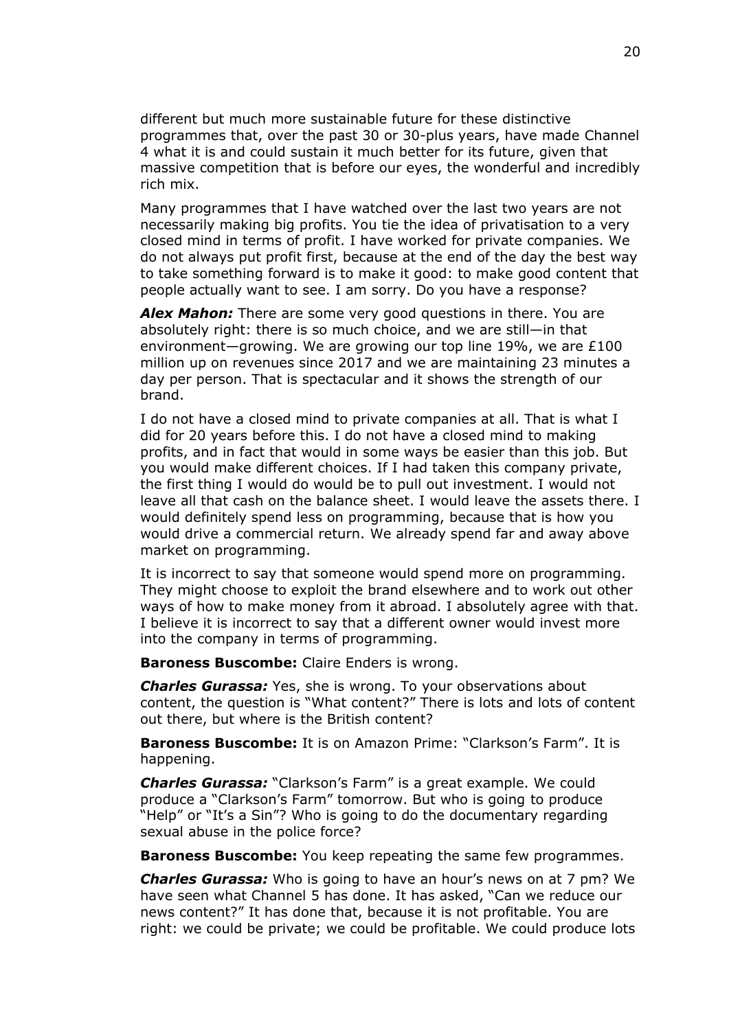different but much more sustainable future for these distinctive programmes that, over the past 30 or 30-plus years, have made Channel 4 what it is and could sustain it much better for its future, given that massive competition that is before our eyes, the wonderful and incredibly rich mix.

Many programmes that I have watched over the last two years are not necessarily making big profits. You tie the idea of privatisation to a very closed mind in terms of profit. I have worked for private companies. We do not always put profit first, because at the end of the day the best way to take something forward is to make it good: to make good content that people actually want to see. I am sorry. Do you have a response?

***Alex Mahon:*** There are some very good questions in there. You are absolutely right: there is so much choice, and we are still—in that environment—growing. We are growing our top line 19%, we are £100 million up on revenues since 2017 and we are maintaining 23 minutes a day per person. That is spectacular and it shows the strength of our brand.

I do not have a closed mind to private companies at all. That is what I did for 20 years before this. I do not have a closed mind to making profits, and in fact that would in some ways be easier than this job. But you would make different choices. If I had taken this company private, the first thing I would do would be to pull out investment. I would not leave all that cash on the balance sheet. I would leave the assets there. I would definitely spend less on programming, because that is how you would drive a commercial return. We already spend far and away above market on programming.

It is incorrect to say that someone would spend more on programming. They might choose to exploit the brand elsewhere and to work out other ways of how to make money from it abroad. I absolutely agree with that. I believe it is incorrect to say that a different owner would invest more into the company in terms of programming.

**Baroness Buscombe:** Claire Enders is wrong.

***Charles Gurassa:*** Yes, she is wrong. To your observations about content, the question is "What content?" There is lots and lots of content out there, but where is the British content?

**Baroness Buscombe:** It is on Amazon Prime: "Clarkson's Farm". It is happening.

***Charles Gurassa:*** "Clarkson's Farm" is a great example. We could produce a "Clarkson's Farm" tomorrow. But who is going to produce "Help" or "It's a Sin"? Who is going to do the documentary regarding sexual abuse in the police force?

**Baroness Buscombe:** You keep repeating the same few programmes.

***Charles Gurassa:*** Who is going to have an hour's news on at 7 pm? We have seen what Channel 5 has done. It has asked, "Can we reduce our news content?" It has done that, because it is not profitable. You are right: we could be private; we could be profitable. We could produce lots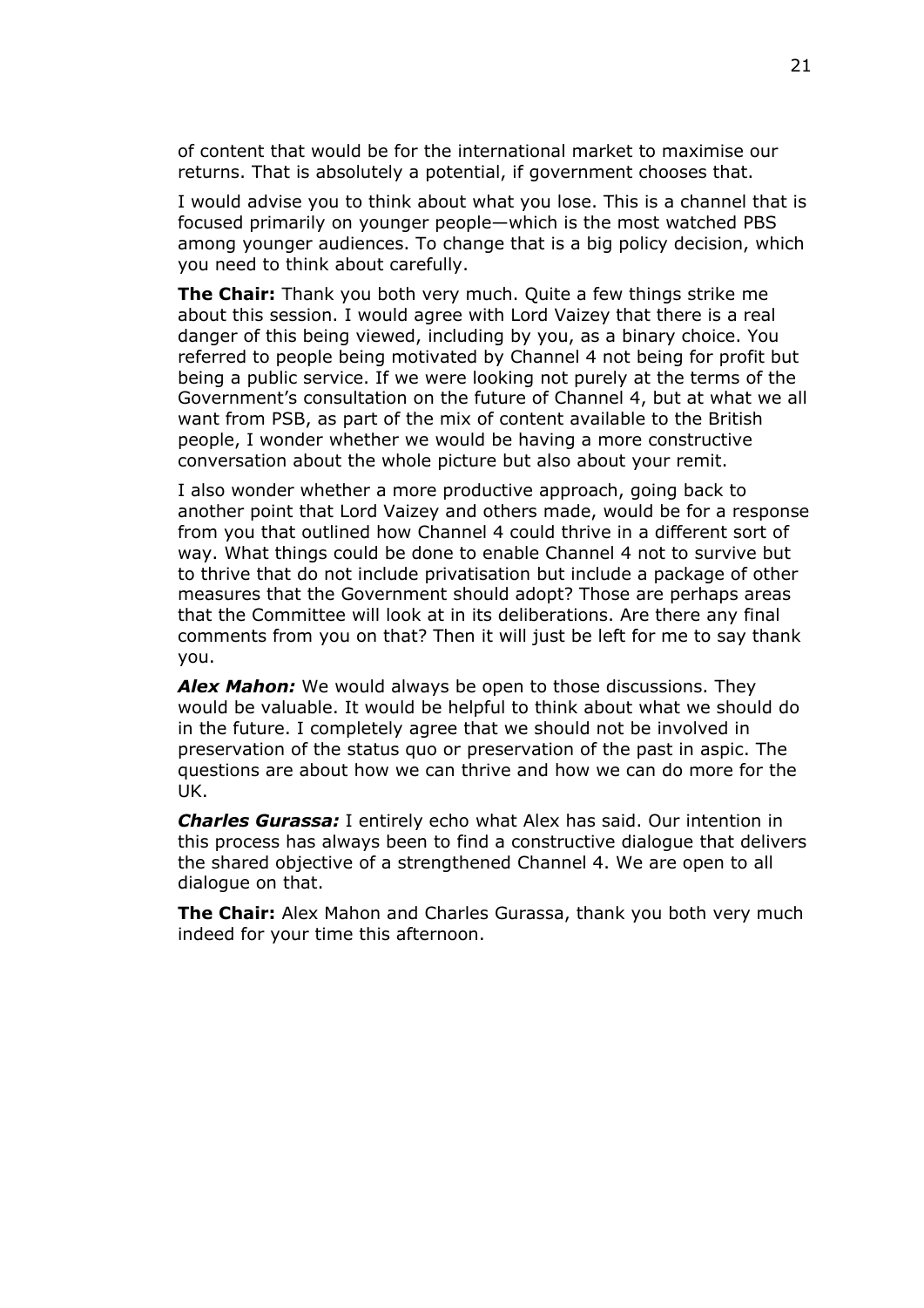of content that would be for the international market to maximise our returns. That is absolutely a potential, if government chooses that.

I would advise you to think about what you lose. This is a channel that is focused primarily on younger people—which is the most watched PBS among younger audiences. To change that is a big policy decision, which you need to think about carefully.

**The Chair:** Thank you both very much. Quite a few things strike me about this session. I would agree with Lord Vaizey that there is a real danger of this being viewed, including by you, as a binary choice. You referred to people being motivated by Channel 4 not being for profit but being a public service. If we were looking not purely at the terms of the Government's consultation on the future of Channel 4, but at what we all want from PSB, as part of the mix of content available to the British people, I wonder whether we would be having a more constructive conversation about the whole picture but also about your remit.

I also wonder whether a more productive approach, going back to another point that Lord Vaizey and others made, would be for a response from you that outlined how Channel 4 could thrive in a different sort of way. What things could be done to enable Channel 4 not to survive but to thrive that do not include privatisation but include a package of other measures that the Government should adopt? Those are perhaps areas that the Committee will look at in its deliberations. Are there any final comments from you on that? Then it will just be left for me to say thank you.

***Alex Mahon:*** We would always be open to those discussions. They would be valuable. It would be helpful to think about what we should do in the future. I completely agree that we should not be involved in preservation of the status quo or preservation of the past in aspic. The questions are about how we can thrive and how we can do more for the UK.

***Charles Gurassa:*** I entirely echo what Alex has said. Our intention in this process has always been to find a constructive dialogue that delivers the shared objective of a strengthened Channel 4. We are open to all dialogue on that.

**The Chair:** Alex Mahon and Charles Gurassa, thank you both very much indeed for your time this afternoon.